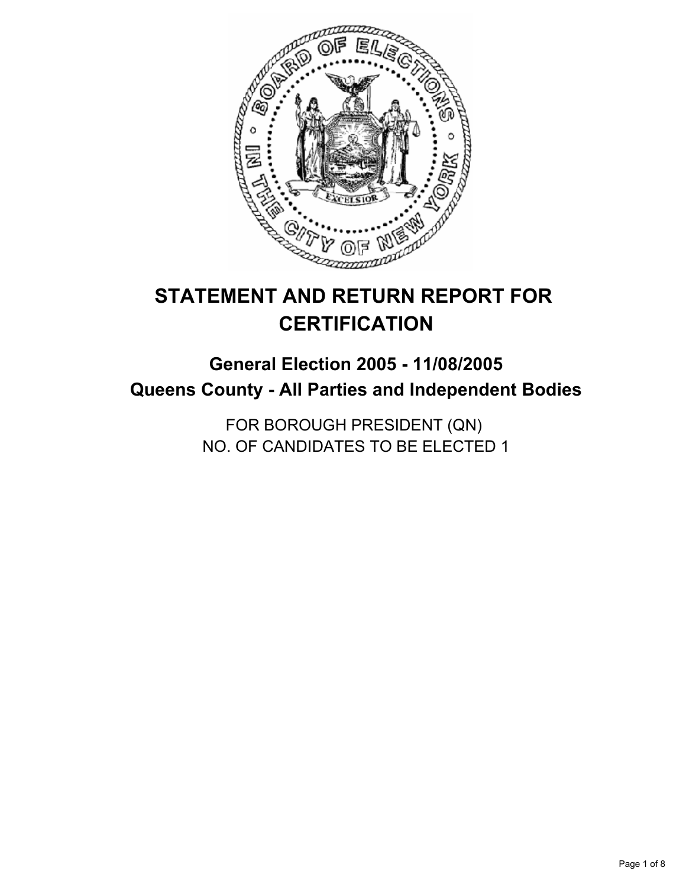# STATEMENT AND RETURN REPORT FOR CERTIFICATION

## General Election 2005 - 11/08/2005
## Queens County - All Parties and Independent Bodies

FOR BOROUGH PRESIDENT (QN)
NO. OF CANDIDATES TO BE ELECTED 1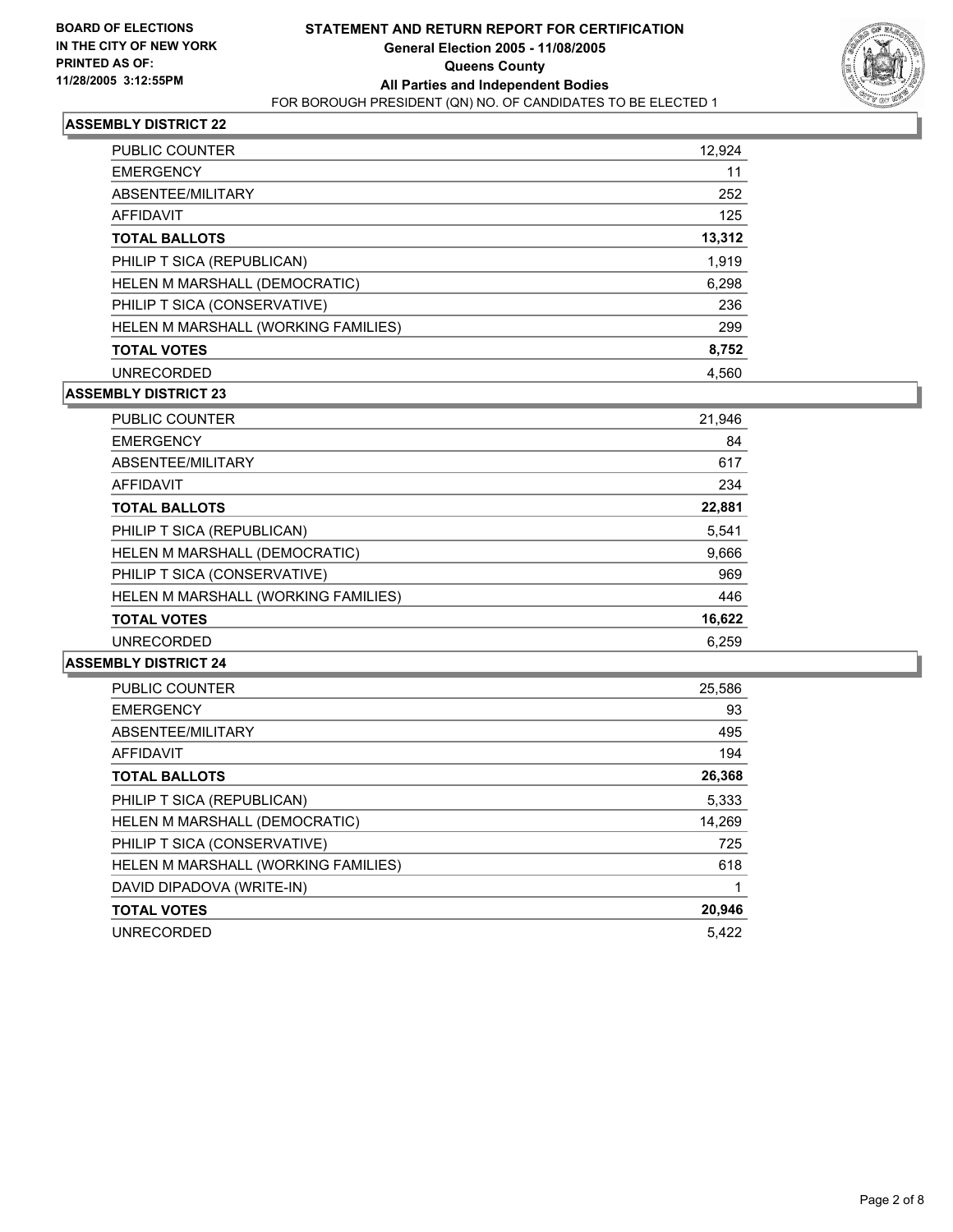**BOARD OF ELECTIONS IN THE CITY OF NEW YORK**
**PRINTED AS OF: 11/28/2005 3:12:55PM**

# STATEMENT AND RETURN REPORT FOR CERTIFICATION
## General Election 2005 - 11/08/2005
## Queens County
## All Parties and Independent Bodies
FOR BOROUGH PRESIDENT (QN) NO. OF CANDIDATES TO BE ELECTED 1

### ASSEMBLY DISTRICT 22

| | |
|---|---|
| PUBLIC COUNTER | 12,924 |
| EMERGENCY | 11 |
| ABSENTEE/MILITARY | 252 |
| AFFIDAVIT | 125 |
| **TOTAL BALLOTS** | **13,312** |
| PHILIP T SICA (REPUBLICAN) | 1,919 |
| HELEN M MARSHALL (DEMOCRATIC) | 6,298 |
| PHILIP T SICA (CONSERVATIVE) | 236 |
| HELEN M MARSHALL (WORKING FAMILIES) | 299 |
| **TOTAL VOTES** | **8,752** |
| UNRECORDED | 4,560 |

### ASSEMBLY DISTRICT 23

| | |
|---|---|
| PUBLIC COUNTER | 21,946 |
| EMERGENCY | 84 |
| ABSENTEE/MILITARY | 617 |
| AFFIDAVIT | 234 |
| **TOTAL BALLOTS** | **22,881** |
| PHILIP T SICA (REPUBLICAN) | 5,541 |
| HELEN M MARSHALL (DEMOCRATIC) | 9,666 |
| PHILIP T SICA (CONSERVATIVE) | 969 |
| HELEN M MARSHALL (WORKING FAMILIES) | 446 |
| **TOTAL VOTES** | **16,622** |
| UNRECORDED | 6,259 |

### ASSEMBLY DISTRICT 24

| | |
|---|---|
| PUBLIC COUNTER | 25,586 |
| EMERGENCY | 93 |
| ABSENTEE/MILITARY | 495 |
| AFFIDAVIT | 194 |
| **TOTAL BALLOTS** | **26,368** |
| PHILIP T SICA (REPUBLICAN) | 5,333 |
| HELEN M MARSHALL (DEMOCRATIC) | 14,269 |
| PHILIP T SICA (CONSERVATIVE) | 725 |
| HELEN M MARSHALL (WORKING FAMILIES) | 618 |
| DAVID DIPADOVA (WRITE-IN) | 1 |
| **TOTAL VOTES** | **20,946** |
| UNRECORDED | 5,422 |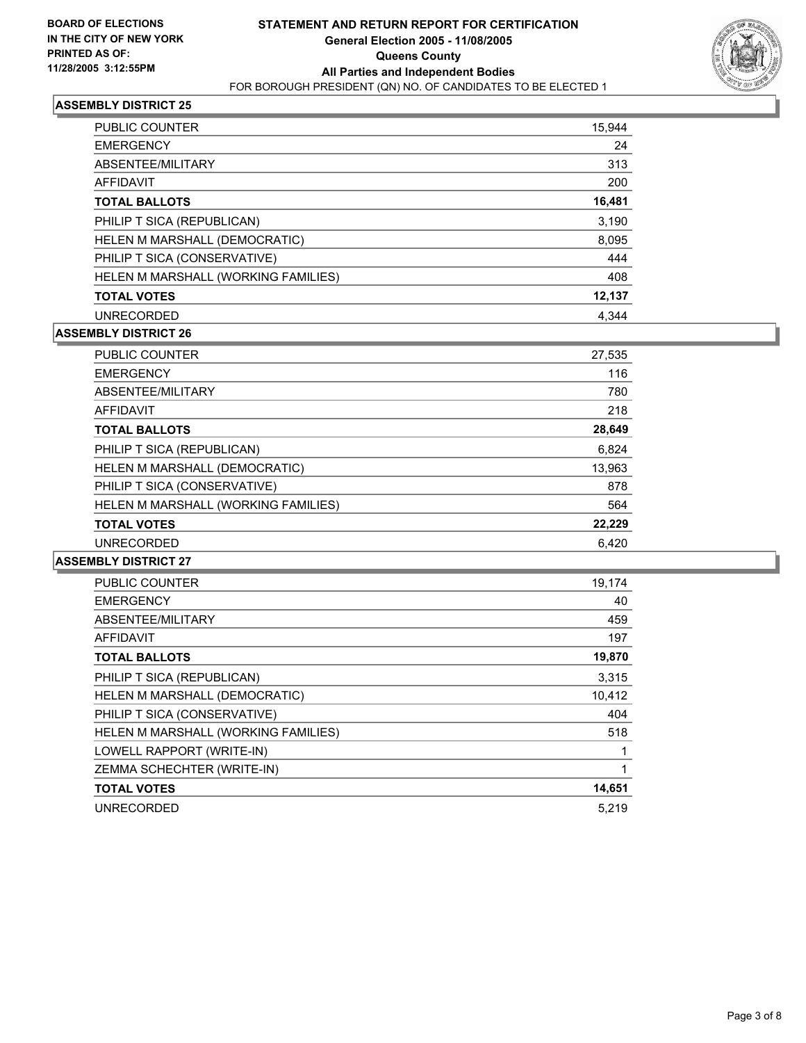**BOARD OF ELECTIONS IN THE CITY OF NEW YORK PRINTED AS OF: 11/28/2005 3:12:55PM**

# STATEMENT AND RETURN REPORT FOR CERTIFICATION
## General Election 2005 - 11/08/2005
## Queens County
## All Parties and Independent Bodies
FOR BOROUGH PRESIDENT (QN) NO. OF CANDIDATES TO BE ELECTED 1

### ASSEMBLY DISTRICT 25

| | |
|---|---|
| PUBLIC COUNTER | 15,944 |
| EMERGENCY | 24 |
| ABSENTEE/MILITARY | 313 |
| AFFIDAVIT | 200 |
| **TOTAL BALLOTS** | **16,481** |
| PHILIP T SICA (REPUBLICAN) | 3,190 |
| HELEN M MARSHALL (DEMOCRATIC) | 8,095 |
| PHILIP T SICA (CONSERVATIVE) | 444 |
| HELEN M MARSHALL (WORKING FAMILIES) | 408 |
| **TOTAL VOTES** | **12,137** |
| UNRECORDED | 4,344 |

### ASSEMBLY DISTRICT 26

| | |
|---|---|
| PUBLIC COUNTER | 27,535 |
| EMERGENCY | 116 |
| ABSENTEE/MILITARY | 780 |
| AFFIDAVIT | 218 |
| **TOTAL BALLOTS** | **28,649** |
| PHILIP T SICA (REPUBLICAN) | 6,824 |
| HELEN M MARSHALL (DEMOCRATIC) | 13,963 |
| PHILIP T SICA (CONSERVATIVE) | 878 |
| HELEN M MARSHALL (WORKING FAMILIES) | 564 |
| **TOTAL VOTES** | **22,229** |
| UNRECORDED | 6,420 |

### ASSEMBLY DISTRICT 27

| | |
|---|---|
| PUBLIC COUNTER | 19,174 |
| EMERGENCY | 40 |
| ABSENTEE/MILITARY | 459 |
| AFFIDAVIT | 197 |
| **TOTAL BALLOTS** | **19,870** |
| PHILIP T SICA (REPUBLICAN) | 3,315 |
| HELEN M MARSHALL (DEMOCRATIC) | 10,412 |
| PHILIP T SICA (CONSERVATIVE) | 404 |
| HELEN M MARSHALL (WORKING FAMILIES) | 518 |
| LOWELL RAPPORT (WRITE-IN) | 1 |
| ZEMMA SCHECHTER (WRITE-IN) | 1 |
| **TOTAL VOTES** | **14,651** |
| UNRECORDED | 5,219 |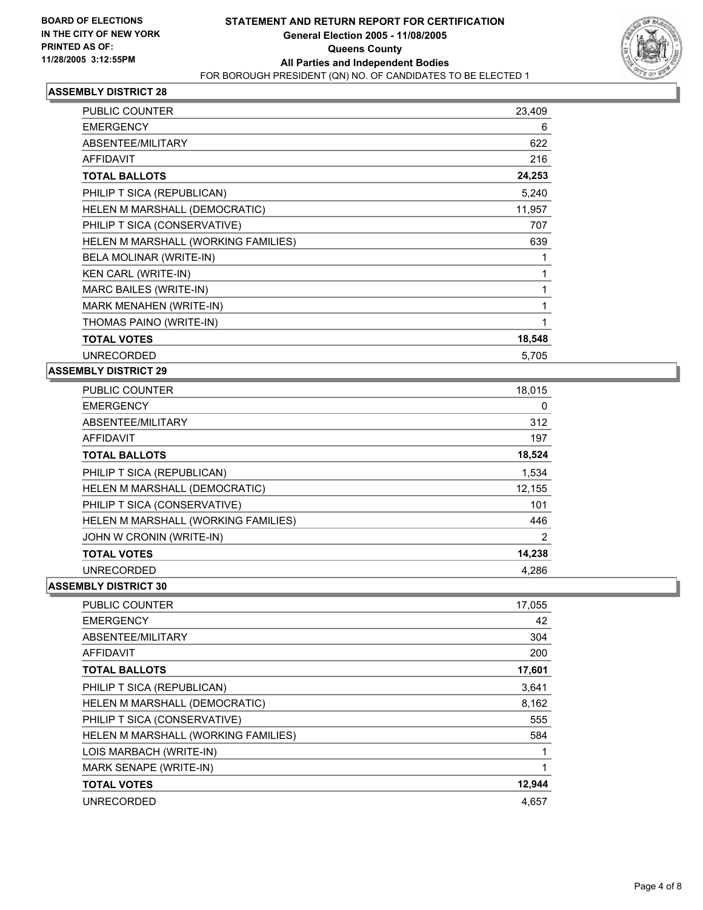**BOARD OF ELECTIONS IN THE CITY OF NEW YORK**
**PRINTED AS OF: 11/28/2005 3:12:55PM**

# STATEMENT AND RETURN REPORT FOR CERTIFICATION
## General Election 2005 - 11/08/2005
## Queens County
## All Parties and Independent Bodies
FOR BOROUGH PRESIDENT (QN) NO. OF CANDIDATES TO BE ELECTED 1

### ASSEMBLY DISTRICT 28

| | |
|---|---|
| PUBLIC COUNTER | 23,409 |
| EMERGENCY | 6 |
| ABSENTEE/MILITARY | 622 |
| AFFIDAVIT | 216 |
| **TOTAL BALLOTS** | **24,253** |
| PHILIP T SICA (REPUBLICAN) | 5,240 |
| HELEN M MARSHALL (DEMOCRATIC) | 11,957 |
| PHILIP T SICA (CONSERVATIVE) | 707 |
| HELEN M MARSHALL (WORKING FAMILIES) | 639 |
| BELA MOLINAR (WRITE-IN) | 1 |
| KEN CARL (WRITE-IN) | 1 |
| MARC BAILES (WRITE-IN) | 1 |
| MARK MENAHEN (WRITE-IN) | 1 |
| THOMAS PAINO (WRITE-IN) | 1 |
| **TOTAL VOTES** | **18,548** |
| UNRECORDED | 5,705 |

### ASSEMBLY DISTRICT 29

| | |
|---|---|
| PUBLIC COUNTER | 18,015 |
| EMERGENCY | 0 |
| ABSENTEE/MILITARY | 312 |
| AFFIDAVIT | 197 |
| **TOTAL BALLOTS** | **18,524** |
| PHILIP T SICA (REPUBLICAN) | 1,534 |
| HELEN M MARSHALL (DEMOCRATIC) | 12,155 |
| PHILIP T SICA (CONSERVATIVE) | 101 |
| HELEN M MARSHALL (WORKING FAMILIES) | 446 |
| JOHN W CRONIN (WRITE-IN) | 2 |
| **TOTAL VOTES** | **14,238** |
| UNRECORDED | 4,286 |

### ASSEMBLY DISTRICT 30

| | |
|---|---|
| PUBLIC COUNTER | 17,055 |
| EMERGENCY | 42 |
| ABSENTEE/MILITARY | 304 |
| AFFIDAVIT | 200 |
| **TOTAL BALLOTS** | **17,601** |
| PHILIP T SICA (REPUBLICAN) | 3,641 |
| HELEN M MARSHALL (DEMOCRATIC) | 8,162 |
| PHILIP T SICA (CONSERVATIVE) | 555 |
| HELEN M MARSHALL (WORKING FAMILIES) | 584 |
| LOIS MARBACH (WRITE-IN) | 1 |
| MARK SENAPE (WRITE-IN) | 1 |
| **TOTAL VOTES** | **12,944** |
| UNRECORDED | 4,657 |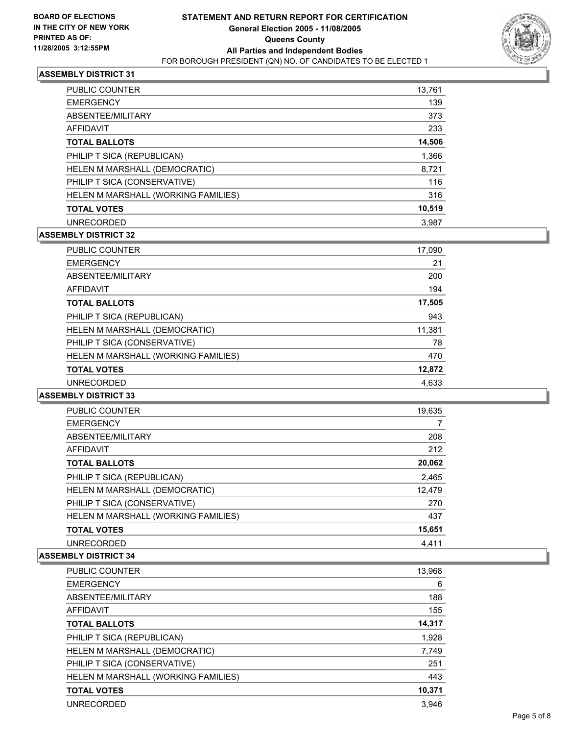**BOARD OF ELECTIONS IN THE CITY OF NEW YORK**
**PRINTED AS OF: 11/28/2005 3:12:55PM**

# STATEMENT AND RETURN REPORT FOR CERTIFICATION
## General Election 2005 - 11/08/2005
## Queens County
## All Parties and Independent Bodies
FOR BOROUGH PRESIDENT (QN) NO. OF CANDIDATES TO BE ELECTED 1

### ASSEMBLY DISTRICT 31

| | |
|---|---|
| PUBLIC COUNTER | 13,761 |
| EMERGENCY | 139 |
| ABSENTEE/MILITARY | 373 |
| AFFIDAVIT | 233 |
| **TOTAL BALLOTS** | **14,506** |
| PHILIP T SICA (REPUBLICAN) | 1,366 |
| HELEN M MARSHALL (DEMOCRATIC) | 8,721 |
| PHILIP T SICA (CONSERVATIVE) | 116 |
| HELEN M MARSHALL (WORKING FAMILIES) | 316 |
| **TOTAL VOTES** | **10,519** |
| UNRECORDED | 3,987 |

### ASSEMBLY DISTRICT 32

| | |
|---|---|
| PUBLIC COUNTER | 17,090 |
| EMERGENCY | 21 |
| ABSENTEE/MILITARY | 200 |
| AFFIDAVIT | 194 |
| **TOTAL BALLOTS** | **17,505** |
| PHILIP T SICA (REPUBLICAN) | 943 |
| HELEN M MARSHALL (DEMOCRATIC) | 11,381 |
| PHILIP T SICA (CONSERVATIVE) | 78 |
| HELEN M MARSHALL (WORKING FAMILIES) | 470 |
| **TOTAL VOTES** | **12,872** |
| UNRECORDED | 4,633 |

### ASSEMBLY DISTRICT 33

| | |
|---|---|
| PUBLIC COUNTER | 19,635 |
| EMERGENCY | 7 |
| ABSENTEE/MILITARY | 208 |
| AFFIDAVIT | 212 |
| **TOTAL BALLOTS** | **20,062** |
| PHILIP T SICA (REPUBLICAN) | 2,465 |
| HELEN M MARSHALL (DEMOCRATIC) | 12,479 |
| PHILIP T SICA (CONSERVATIVE) | 270 |
| HELEN M MARSHALL (WORKING FAMILIES) | 437 |
| **TOTAL VOTES** | **15,651** |
| UNRECORDED | 4,411 |

### ASSEMBLY DISTRICT 34

| | |
|---|---|
| PUBLIC COUNTER | 13,968 |
| EMERGENCY | 6 |
| ABSENTEE/MILITARY | 188 |
| AFFIDAVIT | 155 |
| **TOTAL BALLOTS** | **14,317** |
| PHILIP T SICA (REPUBLICAN) | 1,928 |
| HELEN M MARSHALL (DEMOCRATIC) | 7,749 |
| PHILIP T SICA (CONSERVATIVE) | 251 |
| HELEN M MARSHALL (WORKING FAMILIES) | 443 |
| **TOTAL VOTES** | **10,371** |
| UNRECORDED | 3,946 |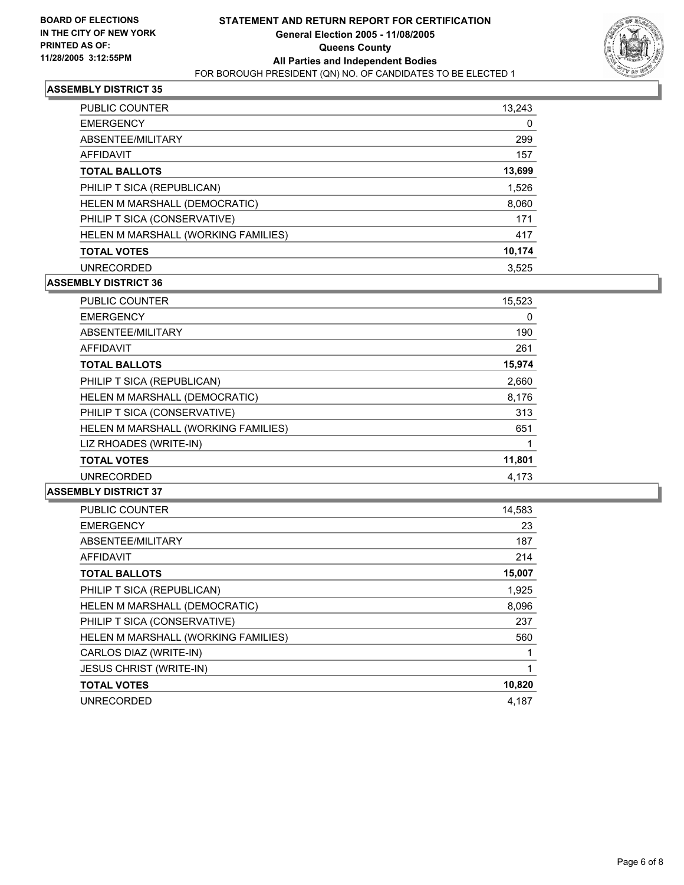**BOARD OF ELECTIONS IN THE CITY OF NEW YORK PRINTED AS OF: 11/28/2005 3:12:55PM**

# STATEMENT AND RETURN REPORT FOR CERTIFICATION
## General Election 2005 - 11/08/2005
## Queens County
## All Parties and Independent Bodies
FOR BOROUGH PRESIDENT (QN) NO. OF CANDIDATES TO BE ELECTED 1

### ASSEMBLY DISTRICT 35

| | |
|---|---|
| PUBLIC COUNTER | 13,243 |
| EMERGENCY | 0 |
| ABSENTEE/MILITARY | 299 |
| AFFIDAVIT | 157 |
| **TOTAL BALLOTS** | **13,699** |
| PHILIP T SICA (REPUBLICAN) | 1,526 |
| HELEN M MARSHALL (DEMOCRATIC) | 8,060 |
| PHILIP T SICA (CONSERVATIVE) | 171 |
| HELEN M MARSHALL (WORKING FAMILIES) | 417 |
| **TOTAL VOTES** | **10,174** |
| UNRECORDED | 3,525 |

### ASSEMBLY DISTRICT 36

| | |
|---|---|
| PUBLIC COUNTER | 15,523 |
| EMERGENCY | 0 |
| ABSENTEE/MILITARY | 190 |
| AFFIDAVIT | 261 |
| **TOTAL BALLOTS** | **15,974** |
| PHILIP T SICA (REPUBLICAN) | 2,660 |
| HELEN M MARSHALL (DEMOCRATIC) | 8,176 |
| PHILIP T SICA (CONSERVATIVE) | 313 |
| HELEN M MARSHALL (WORKING FAMILIES) | 651 |
| LIZ RHOADES (WRITE-IN) | 1 |
| **TOTAL VOTES** | **11,801** |
| UNRECORDED | 4,173 |

### ASSEMBLY DISTRICT 37

| | |
|---|---|
| PUBLIC COUNTER | 14,583 |
| EMERGENCY | 23 |
| ABSENTEE/MILITARY | 187 |
| AFFIDAVIT | 214 |
| **TOTAL BALLOTS** | **15,007** |
| PHILIP T SICA (REPUBLICAN) | 1,925 |
| HELEN M MARSHALL (DEMOCRATIC) | 8,096 |
| PHILIP T SICA (CONSERVATIVE) | 237 |
| HELEN M MARSHALL (WORKING FAMILIES) | 560 |
| CARLOS DIAZ (WRITE-IN) | 1 |
| JESUS CHRIST (WRITE-IN) | 1 |
| **TOTAL VOTES** | **10,820** |
| UNRECORDED | 4,187 |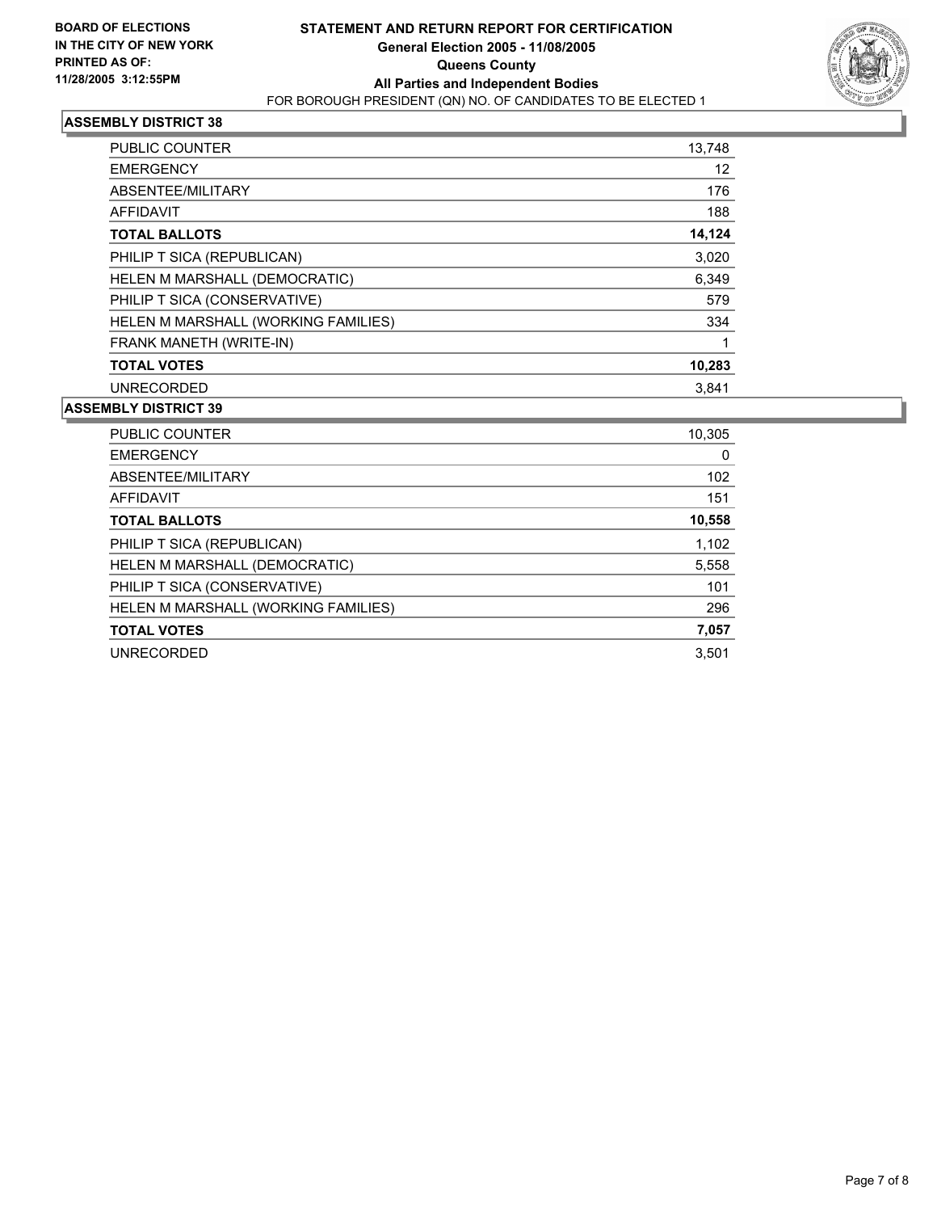**BOARD OF ELECTIONS IN THE CITY OF NEW YORK**
**PRINTED AS OF: 11/28/2005 3:12:55PM**

# STATEMENT AND RETURN REPORT FOR CERTIFICATION
## General Election 2005 - 11/08/2005
## Queens County
## All Parties and Independent Bodies
FOR BOROUGH PRESIDENT (QN) NO. OF CANDIDATES TO BE ELECTED 1

### ASSEMBLY DISTRICT 38

| | |
|---|---|
| PUBLIC COUNTER | 13,748 |
| EMERGENCY | 12 |
| ABSENTEE/MILITARY | 176 |
| AFFIDAVIT | 188 |
| **TOTAL BALLOTS** | **14,124** |
| PHILIP T SICA (REPUBLICAN) | 3,020 |
| HELEN M MARSHALL (DEMOCRATIC) | 6,349 |
| PHILIP T SICA (CONSERVATIVE) | 579 |
| HELEN M MARSHALL (WORKING FAMILIES) | 334 |
| FRANK MANETH (WRITE-IN) | 1 |
| **TOTAL VOTES** | **10,283** |
| UNRECORDED | 3,841 |

### ASSEMBLY DISTRICT 39

| | |
|---|---|
| PUBLIC COUNTER | 10,305 |
| EMERGENCY | 0 |
| ABSENTEE/MILITARY | 102 |
| AFFIDAVIT | 151 |
| **TOTAL BALLOTS** | **10,558** |
| PHILIP T SICA (REPUBLICAN) | 1,102 |
| HELEN M MARSHALL (DEMOCRATIC) | 5,558 |
| PHILIP T SICA (CONSERVATIVE) | 101 |
| HELEN M MARSHALL (WORKING FAMILIES) | 296 |
| **TOTAL VOTES** | **7,057** |
| UNRECORDED | 3,501 |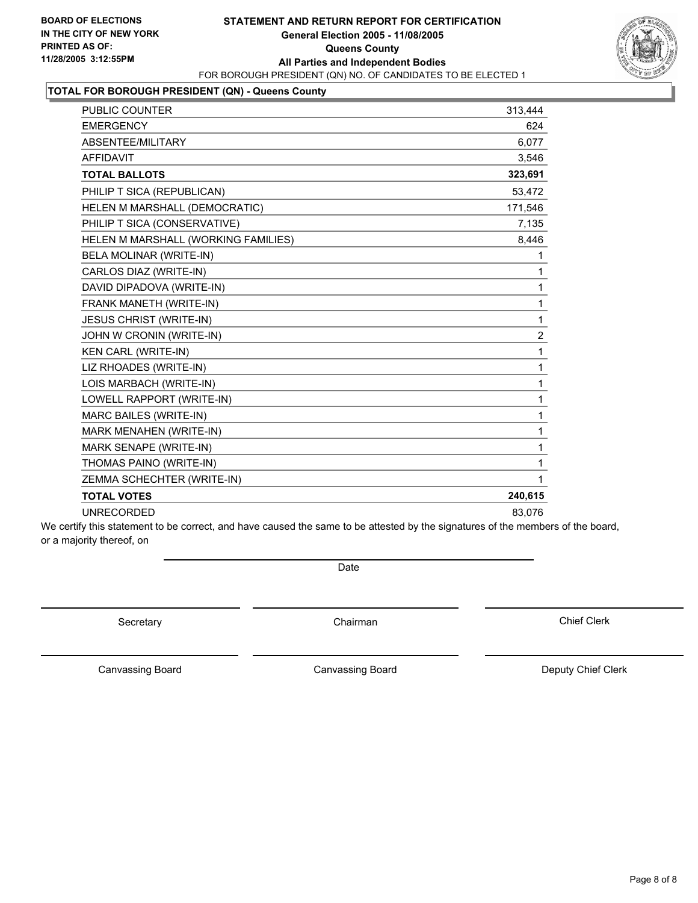**BOARD OF ELECTIONS IN THE CITY OF NEW YORK PRINTED AS OF: 11/28/2005 3:12:55PM**

**STATEMENT AND RETURN REPORT FOR CERTIFICATION**
**General Election 2005 - 11/08/2005**
**Queens County**
**All Parties and Independent Bodies**
FOR BOROUGH PRESIDENT (QN) NO. OF CANDIDATES TO BE ELECTED 1

## TOTAL FOR BOROUGH PRESIDENT (QN) - Queens County

| | |
|---|---|
| PUBLIC COUNTER | 313,444 |
| EMERGENCY | 624 |
| ABSENTEE/MILITARY | 6,077 |
| AFFIDAVIT | 3,546 |
| **TOTAL BALLOTS** | **323,691** |
| PHILIP T SICA (REPUBLICAN) | 53,472 |
| HELEN M MARSHALL (DEMOCRATIC) | 171,546 |
| PHILIP T SICA (CONSERVATIVE) | 7,135 |
| HELEN M MARSHALL (WORKING FAMILIES) | 8,446 |
| BELA MOLINAR (WRITE-IN) | 1 |
| CARLOS DIAZ (WRITE-IN) | 1 |
| DAVID DIPADOVA (WRITE-IN) | 1 |
| FRANK MANETH (WRITE-IN) | 1 |
| JESUS CHRIST (WRITE-IN) | 1 |
| JOHN W CRONIN (WRITE-IN) | 2 |
| KEN CARL (WRITE-IN) | 1 |
| LIZ RHOADES (WRITE-IN) | 1 |
| LOIS MARBACH (WRITE-IN) | 1 |
| LOWELL RAPPORT (WRITE-IN) | 1 |
| MARC BAILES (WRITE-IN) | 1 |
| MARK MENAHEN (WRITE-IN) | 1 |
| MARK SENAPE (WRITE-IN) | 1 |
| THOMAS PAINO (WRITE-IN) | 1 |
| ZEMMA SCHECHTER (WRITE-IN) | 1 |
| **TOTAL VOTES** | **240,615** |
| UNRECORDED | 83,076 |

We certify this statement to be correct, and have caused the same to be attested by the signatures of the members of the board, or a majority thereof, on

Date

Secretary | Chairman | Chief Clerk

Canvassing Board | Canvassing Board | Deputy Chief Clerk